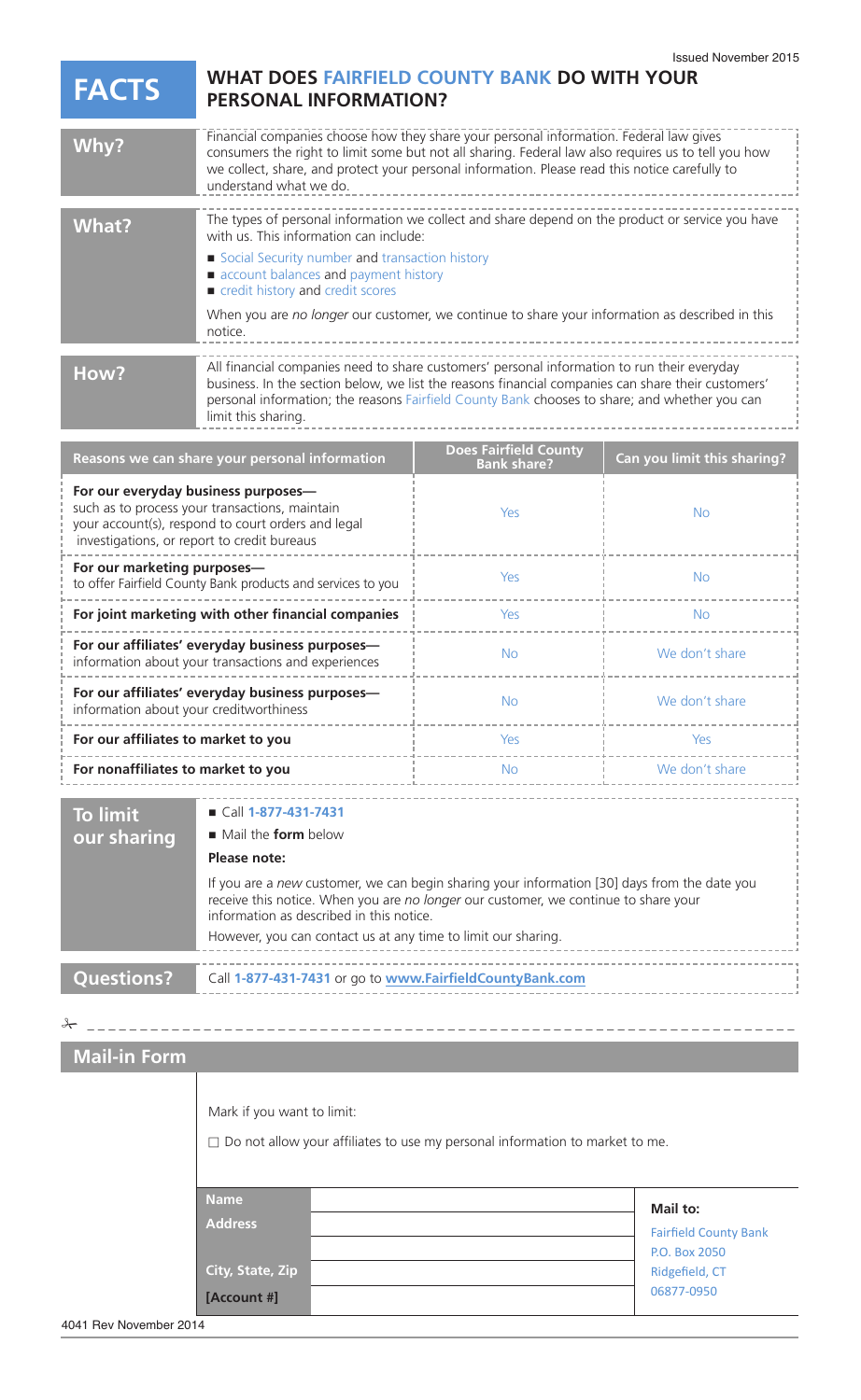Issued November 2015

# FACTS — WHAT DOES FAIRFIELD COUNTY BANK DO WITH YOUR PERSONAL INFORMATION?

| | |
|---|---|
| **Why?** | Financial companies choose how they share your personal information. Federal law gives consumers the right to limit some but not all sharing. Federal law also requires us to tell you how we collect, share, and protect your personal information. Please read this notice carefully to understand what we do. |
| **What?** | The types of personal information we collect and share depend on the product or service you have with us. This information can include:<br>■ Social Security number and transaction history<br>■ account balances and payment history<br>■ credit history and credit scores<br><br>When you are *no longer* our customer, we continue to share your information as described in this notice. |
| **How?** | All financial companies need to share customers' personal information to run their everyday business. In the section below, we list the reasons financial companies can share their customers' personal information; the reasons Fairfield County Bank chooses to share; and whether you can limit this sharing. |

| Reasons we can share your personal information | Does Fairfield County Bank share? | Can you limit this sharing? |
|---|---|---|
| **For our everyday business purposes—** such as to process your transactions, maintain your account(s), respond to court orders and legal investigations, or report to credit bureaus | Yes | No |
| **For our marketing purposes—** to offer Fairfield County Bank products and services to you | Yes | No |
| **For joint marketing with other financial companies** | Yes | No |
| **For our affiliates' everyday business purposes—** information about your transactions and experiences | No | We don't share |
| **For our affiliates' everyday business purposes—** information about your creditworthiness | No | We don't share |
| **For our affiliates to market to you** | Yes | Yes |
| **For nonaffiliates to market to you** | No | We don't share |

| | |
|---|---|
| **To limit our sharing** | ■ Call **1-877-431-7431**<br>■ Mail the **form** below<br><br>**Please note:**<br><br>If you are a *new* customer, we can begin sharing your information [30] days from the date you receive this notice. When you are *no longer* our customer, we continue to share your information as described in this notice.<br><br>However, you can contact us at any time to limit our sharing. |
| **Questions?** | Call **1-877-431-7431** or go to **www.FairfieldCountyBank.com** |

✂ - - - - - - - - - - - - - - - - - - - - - - - - - - - - - - - - - - - - - - - -

## Mail-in Form

Mark if you want to limit:

☐ Do not allow your affiliates to use my personal information to market to me.

| | | |
|---|---|---|
| **Name** | | **Mail to:** |
| **Address** | | Fairfield County Bank |
| | | P.O. Box 2050 |
| **City, State, Zip** | | Ridgefield, CT |
| **[Account #]** | | 06877-0950 |

4041 Rev November 2014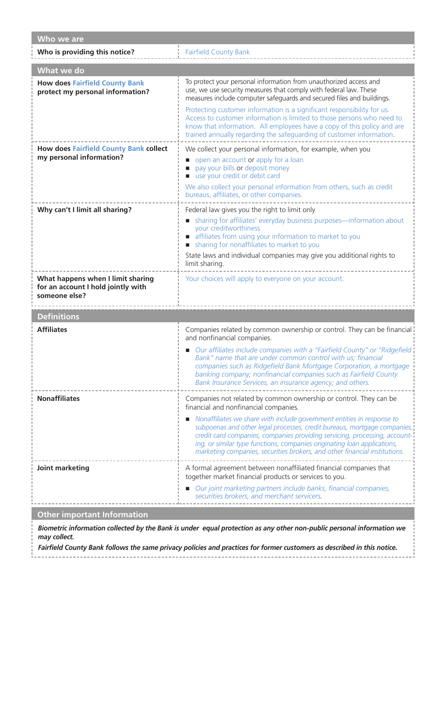## Who we are

| | |
|---|---|
| **Who is providing this notice?** | Fairfield County Bank |

## What we do

| | |
|---|---|
| **How does Fairfield County Bank protect my personal information?** | To protect your personal information from unauthorized access and use, we use security measures that comply with federal law. These measures include computer safeguards and secured files and buildings.<br><br>Protecting customer information is a significant responsibility for us. Access to customer information is limited to those persons who need to know that information. All employees have a copy of this policy and are trained annually regarding the safeguarding of customer information. |
| **How does Fairfield County Bank collect my personal information?** | We collect your personal information, for example, when you<br>▪ open an account or apply for a loan<br>▪ pay your bills or deposit money<br>▪ use your credit or debit card<br><br>We also collect your personal information from others, such as credit bureaus, affiliates, or other companies. |
| **Why can't I limit all sharing?** | Federal law gives you the right to limit only<br>▪ sharing for affiliates' everyday business purposes—information about your creditworthiness<br>▪ affiliates from using your information to market to you<br>▪ sharing for nonaffiliates to market to you<br><br>State laws and individual companies may give you additional rights to limit sharing. |
| **What happens when I limit sharing for an account I hold jointly with someone else?** | Your choices will apply to everyone on your account. |

## Definitions

| | |
|---|---|
| **Affiliates** | Companies related by common ownership or control. They can be financial and nonfinancial companies.<br>▪ *Our affiliates include companies with a "Fairfield County" or "Ridgefield Bank" name that are under common control with us; financial companies such as Ridgefield Bank Mortgage Corporation, a mortgage banking company; nonfinancial companies such as Fairfield County Bank Insurance Services, an insurance agency; and others.* |
| **Nonaffiliates** | Companies not related by common ownership or control. They can be financial and nonfinancial companies.<br>▪ *Nonaffiliates we share with include government entities in response to subpoenas and other legal processes, credit bureaus, mortgage companies, credit card companies, companies providing servicing, processing, accounting, or similar type functions, companies originating loan applications, marketing companies, securities brokers, and other financial institutions.* |
| **Joint marketing** | A formal agreement between nonaffiliated financial companies that together market financial products or services to you.<br>▪ *Our joint marketing partners include banks, financial companies, securities brokers, and merchant servicers.* |

## Other important Information

***Biometric information collected by the Bank is under equal protection as any other non-public personal information we may collect.***

***Fairfield County Bank follows the same privacy policies and practices for former customers as described in this notice.***